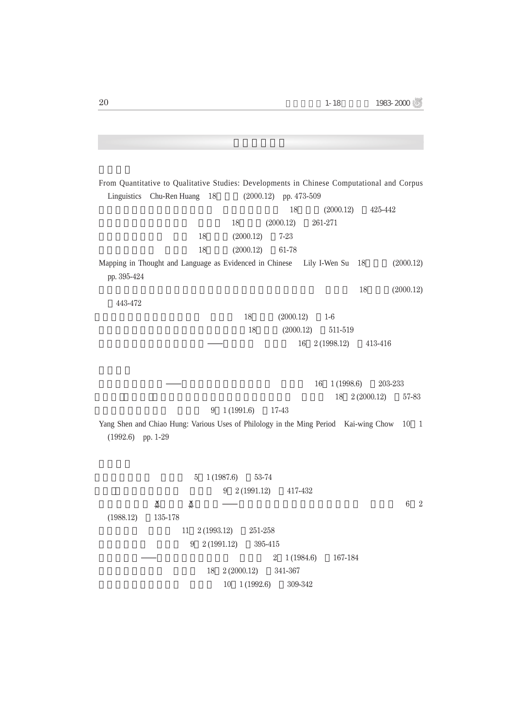From Quantitative to Qualitative Studies: Developments in Chinese Computational and Corpus Linguistics Chu-Ren Huang 18 (2000.12) pp. 473-509

18 (2000.12) 425-442

18 (2000.12) 261-271

18 (2000.12) 7-23

18 (2000.12) 61-78

Mapping in Thought and Language as Evidenced in Chinese Lily I-Wen Su 18 (2000.12) pp. 395-424

18 (2000.12) 443-472

18 (2000.12) 1-6

18 (2000.12) 511-519

—— 16 2 (1998.12) 413-416

—— 16 1 (1998.6) 203-233

18 2 (2000.12) 57-83

9 1 (1991.6) 17-43

Yang Shen and Chiao Hung: Various Uses of Philology in the Ming Period Kai-wing Chow 10 1 (1992.6) pp. 1-29

5 1 (1987.6) 53-74

9 2 (1991.12) 417-432

—— 6 2 (1988.12) 135-178

11 2 (1993.12) 251-258

9 2 (1991.12) 395-415

—— 2 1 (1984.6) 167-184

18 2 (2000.12) 341-367

10 1 (1992.6) 309-342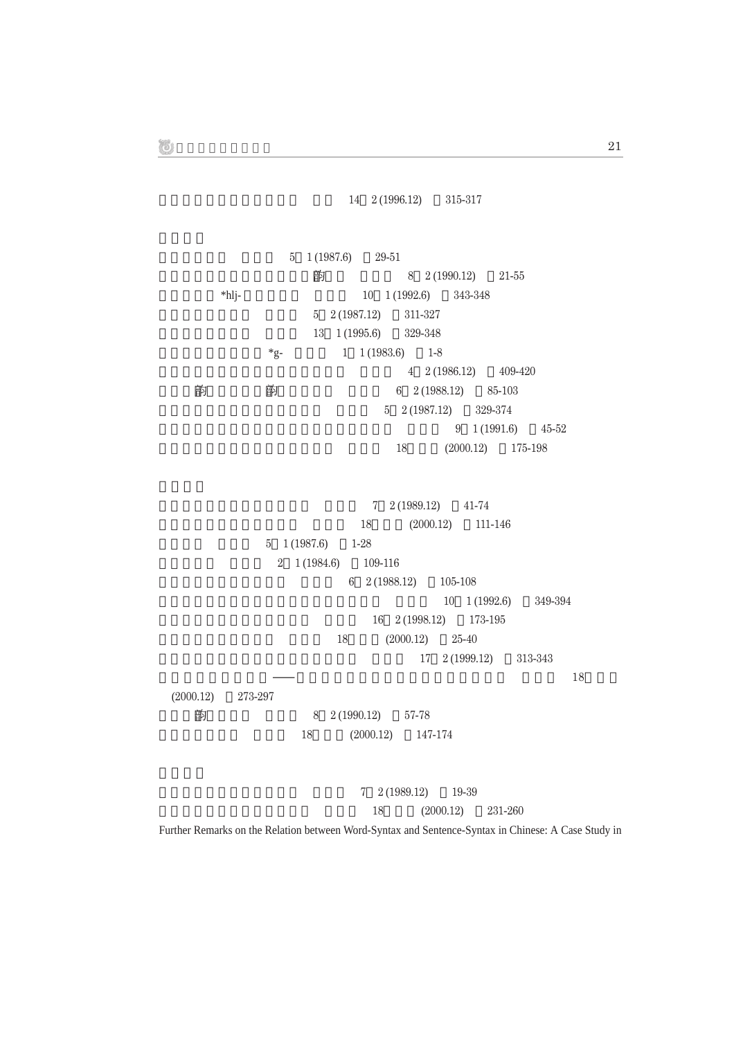14 2 (1996.12) 315-317

5 1 (1987.6) 29-51

韵 8 2 (1990.12) 21-55

*hlj- 10 1 (1992.6) 343-348

5 2 (1987.12) 311-327

13 1 (1995.6) 329-348

*g- 1 1 (1983.6) 1-8

4 2 (1986.12) 409-420

韵 韵 6 2 (1988.12) 85-103

5 2 (1987.12) 329-374

9 1 (1991.6) 45-52

18 (2000.12) 175-198

7 2 (1989.12) 41-74

18 (2000.12) 111-146

5 1 (1987.6) 1-28

2 1 (1984.6) 109-116

6 2 (1988.12) 105-108

10 1 (1992.6) 349-394

16 2 (1998.12) 173-195

18 (2000.12) 25-40

17 2 (1999.12) 313-343

—— 18 (2000.12) 273-297

韵 8 2 (1990.12) 57-78

18 (2000.12) 147-174

7 2 (1989.12) 19-39

18 (2000.12) 231-260

Further Remarks on the Relation between Word-Syntax and Sentence-Syntax in Chinese: A Case Study in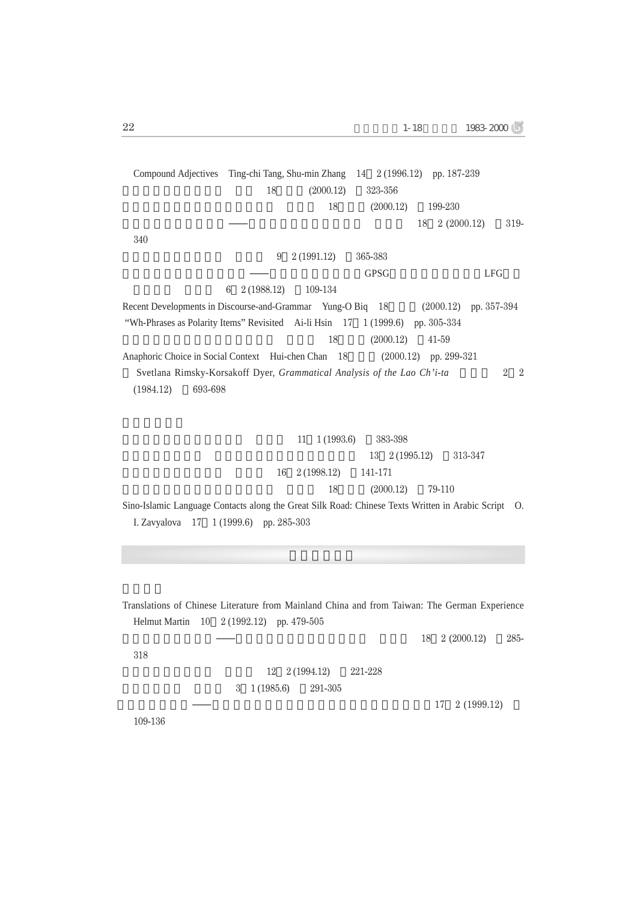Compound Adjectives Ting-chi Tang, Shu-min Zhang 14 2 (1996.12) pp. 187-239

18 (2000.12) 323-356

18 (2000.12) 199-230

—— 18 2 (2000.12) 319-340

9 2 (1991.12) 365-383

—— GPSG LFG

6 2 (1988.12) 109-134

Recent Developments in Discourse-and-Grammar Yung-O Biq 18 (2000.12) pp. 357-394

"Wh-Phrases as Polarity Items" Revisited Ai-li Hsin 17 1 (1999.6) pp. 305-334

18 (2000.12) 41-59

Anaphoric Choice in Social Context Hui-chen Chan 18 (2000.12) pp. 299-321

Svetlana Rimsky-Korsakoff Dyer, *Grammatical Analysis of the Lao Ch'i-ta* 2 2 (1984.12) 693-698

11 1 (1993.6) 383-398

13 2 (1995.12) 313-347

16 2 (1998.12) 141-171

18 (2000.12) 79-110

Sino-Islamic Language Contacts along the Great Silk Road: Chinese Texts Written in Arabic Script O. I. Zavyalova 17 1 (1999.6) pp. 285-303

Translations of Chinese Literature from Mainland China and from Taiwan: The German Experience Helmut Martin 10 2 (1992.12) pp. 479-505

—— 18 2 (2000.12) 285-318

12 2 (1994.12) 221-228

3 1 (1985.6) 291-305

—— 17 2 (1999.12) 109-136